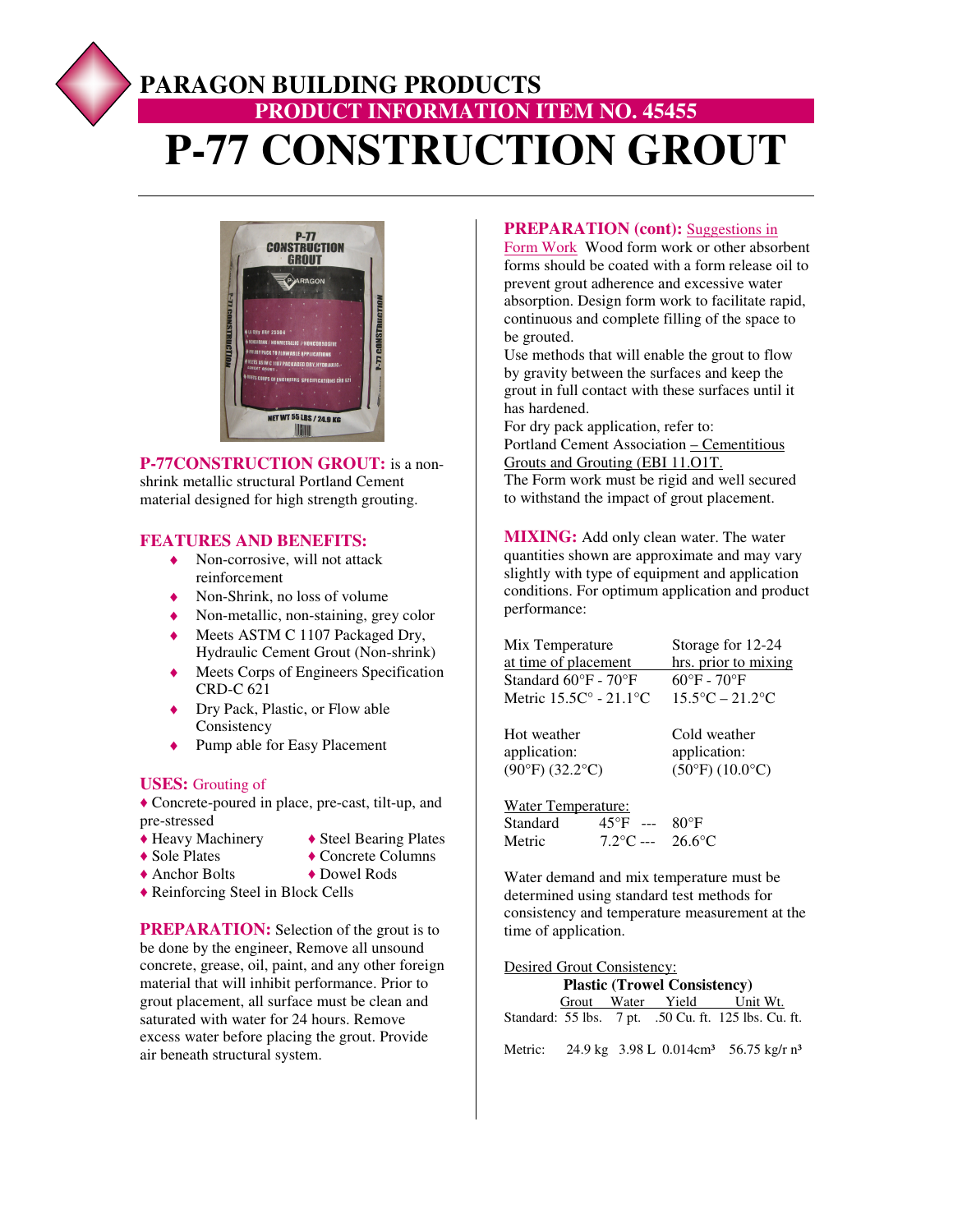# PARAGON BUILDING PRODUCTS

## PRODUCT INFORMATION ITEM NO. 45455

# P-77 CONSTRUCTION GROUT

**P-77CONSTRUCTION GROUT:** is a non-shrink metallic structural Portland Cement material designed for high strength grouting.

## FEATURES AND BENEFITS:

- Non-corrosive, will not attack reinforcement
- Non-Shrink, no loss of volume
- Non-metallic, non-staining, grey color
- Meets ASTM C 1107 Packaged Dry, Hydraulic Cement Grout (Non-shrink)
- Meets Corps of Engineers Specification CRD-C 621
- Dry Pack, Plastic, or Flow able Consistency
- Pump able for Easy Placement

## USES: Grouting of

- Concrete-poured in place, pre-cast, tilt-up, and pre-stressed
- Heavy Machinery
- Steel Bearing Plates
- Sole Plates
- Concrete Columns
- Anchor Bolts
- Dowel Rods
- Reinforcing Steel in Block Cells

**PREPARATION:** Selection of the grout is to be done by the engineer, Remove all unsound concrete, grease, oil, paint, and any other foreign material that will inhibit performance. Prior to grout placement, all surface must be clean and saturated with water for 24 hours. Remove excess water before placing the grout. Provide air beneath structural system.

**PREPARATION (cont):** Suggestions in Form Work Wood form work or other absorbent forms should be coated with a form release oil to prevent grout adherence and excessive water absorption. Design form work to facilitate rapid, continuous and complete filling of the space to be grouted.

Use methods that will enable the grout to flow by gravity between the surfaces and keep the grout in full contact with these surfaces until it has hardened.

For dry pack application, refer to:
Portland Cement Association – Cementitious Grouts and Grouting (EBI 11.O1T.

The Form work must be rigid and well secured to withstand the impact of grout placement.

**MIXING:** Add only clean water. The water quantities shown are approximate and may vary slightly with type of equipment and application conditions. For optimum application and product performance:

| Mix Temperature at time of placement | Storage for 12-24 hrs. prior to mixing |
|---|---|
| Standard 60°F - 70°F | 60°F - 70°F |
| Metric 15.5C° - 21.1°C | 15.5°C – 21.2°C |

| Hot weather application: | Cold weather application: |
|---|---|
| (90°F) (32.2°C) | (50°F) (10.0°C) |

Water Temperature:

| | | |
|---|---|---|
| Standard | 45°F --- | 80°F |
| Metric | 7.2°C --- | 26.6°C |

Water demand and mix temperature must be determined using standard test methods for consistency and temperature measurement at the time of application.

Desired Grout Consistency:

**Plastic (Trowel Consistency)**

| | Grout | Water | Yield | Unit Wt. |
|---|---|---|---|---|
| Standard: | 55 lbs. | 7 pt. | .50 Cu. ft. | 125 lbs. Cu. ft. |
| Metric: | 24.9 kg | 3.98 L | 0.014cm³ | 56.75 kg/r n³ |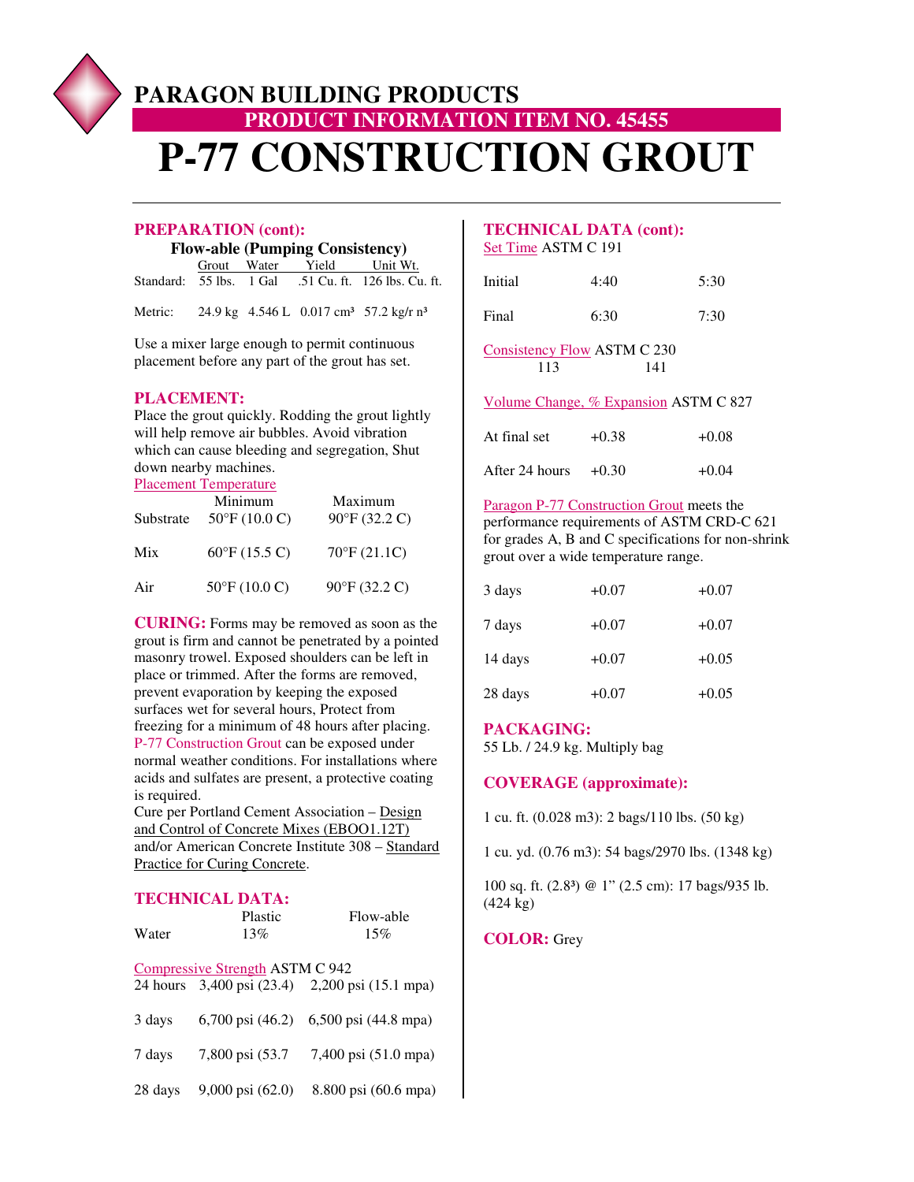# PARAGON BUILDING PRODUCTS

## PRODUCT INFORMATION ITEM NO. 45455

# P-77 CONSTRUCTION GROUT

## PREPARATION (cont):

**Flow-able (Pumping Consistency)**

| | Grout | Water | Yield | Unit Wt. |
|---|---|---|---|---|
| Standard: | 55 lbs. | 1 Gal | .51 Cu. ft. | 126 lbs. Cu. ft. |
| Metric: | 24.9 kg | 4.546 L | 0.017 cm³ | 57.2 kg/r n³ |

Use a mixer large enough to permit continuous placement before any part of the grout has set.

## PLACEMENT:

Place the grout quickly. Rodding the grout lightly will help remove air bubbles. Avoid vibration which can cause bleeding and segregation, Shut down nearby machines.

Placement Temperature

| | Minimum | Maximum |
|---|---|---|
| Substrate | 50°F (10.0 C) | 90°F (32.2 C) |
| Mix | 60°F (15.5 C) | 70°F (21.1C) |
| Air | 50°F (10.0 C) | 90°F (32.2 C) |

**CURING:** Forms may be removed as soon as the grout is firm and cannot be penetrated by a pointed masonry trowel. Exposed shoulders can be left in place or trimmed. After the forms are removed, prevent evaporation by keeping the exposed surfaces wet for several hours, Protect from freezing for a minimum of 48 hours after placing. P-77 Construction Grout can be exposed under normal weather conditions. For installations where acids and sulfates are present, a protective coating is required.

Cure per Portland Cement Association – Design and Control of Concrete Mixes (EBOO1.12T) and/or American Concrete Institute 308 – Standard Practice for Curing Concrete.

## TECHNICAL DATA:

| | Plastic | Flow-able |
|---|---|---|
| Water | 13% | 15% |

Compressive Strength ASTM C 942

| | | |
|---|---|---|
| 24 hours | 3,400 psi (23.4) | 2,200 psi (15.1 mpa) |
| 3 days | 6,700 psi (46.2) | 6,500 psi (44.8 mpa) |
| 7 days | 7,800 psi (53.7 | 7,400 psi (51.0 mpa) |
| 28 days | 9,000 psi (62.0) | 8.800 psi (60.6 mpa) |

## TECHNICAL DATA (cont):

Set Time ASTM C 191

| | | |
|---|---|---|
| Initial | 4:40 | 5:30 |
| Final | 6:30 | 7:30 |

Consistency Flow ASTM C 230

113 141

Volume Change, % Expansion ASTM C 827

| | | |
|---|---|---|
| At final set | +0.38 | +0.08 |
| After 24 hours | +0.30 | +0.04 |

Paragon P-77 Construction Grout meets the performance requirements of ASTM CRD-C 621 for grades A, B and C specifications for non-shrink grout over a wide temperature range.

| | | |
|---|---|---|
| 3 days | +0.07 | +0.07 |
| 7 days | +0.07 | +0.07 |
| 14 days | +0.07 | +0.05 |
| 28 days | +0.07 | +0.05 |

## PACKAGING:

55 Lb. / 24.9 kg. Multiply bag

## COVERAGE (approximate):

1 cu. ft. (0.028 m3): 2 bags/110 lbs. (50 kg)

1 cu. yd. (0.76 m3): 54 bags/2970 lbs. (1348 kg)

100 sq. ft. (2.8³) @ 1" (2.5 cm): 17 bags/935 lb. (424 kg)

**COLOR:** Grey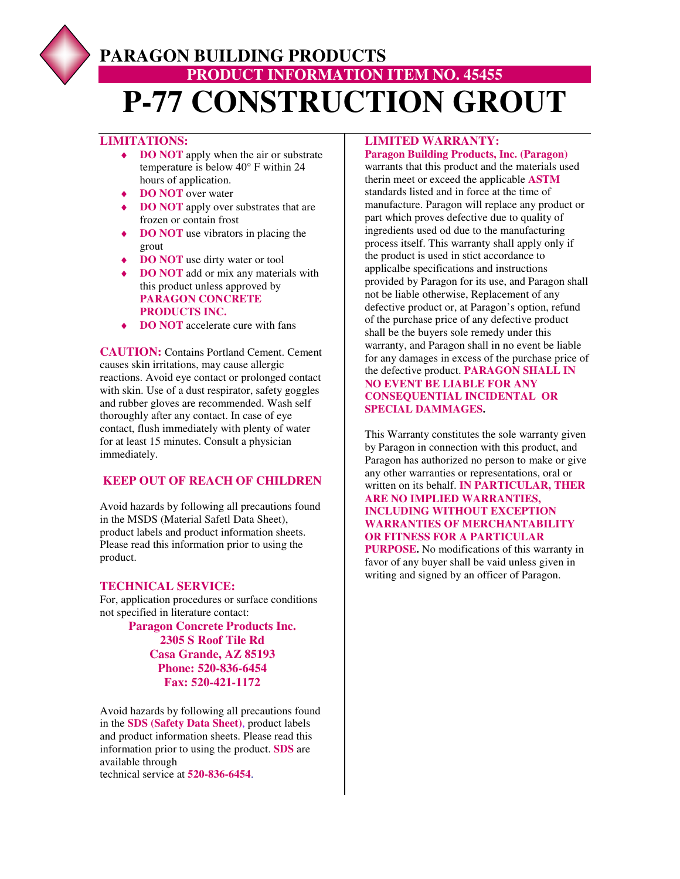# PARAGON BUILDING PRODUCTS

## PRODUCT INFORMATION ITEM NO. 45455

# P-77 CONSTRUCTION GROUT

### LIMITATIONS:

- **DO NOT** apply when the air or substrate temperature is below 40° F within 24 hours of application.
- **DO NOT** over water
- **DO NOT** apply over substrates that are frozen or contain frost
- **DO NOT** use vibrators in placing the grout
- **DO NOT** use dirty water or tool
- **DO NOT** add or mix any materials with this product unless approved by **PARAGON CONCRETE PRODUCTS INC.**
- **DO NOT** accelerate cure with fans

**CAUTION:** Contains Portland Cement. Cement causes skin irritations, may cause allergic reactions. Avoid eye contact or prolonged contact with skin. Use of a dust respirator, safety goggles and rubber gloves are recommended. Wash self thoroughly after any contact. In case of eye contact, flush immediately with plenty of water for at least 15 minutes. Consult a physician immediately.

**KEEP OUT OF REACH OF CHILDREN**

Avoid hazards by following all precautions found in the MSDS (Material Safetl Data Sheet), product labels and product information sheets. Please read this information prior to using the product.

### TECHNICAL SERVICE:

For, application procedures or surface conditions not specified in literature contact:

**Paragon Concrete Products Inc.**
**2305 S Roof Tile Rd**
**Casa Grande, AZ 85193**
**Phone: 520-836-6454**
**Fax: 520-421-1172**

Avoid hazards by following all precautions found in the **SDS (Safety Data Sheet)**, product labels and product information sheets. Please read this information prior to using the product. **SDS** are available through technical service at **520-836-6454**.

### LIMITED WARRANTY:

**Paragon Building Products, Inc. (Paragon)** warrants that this product and the materials used therin meet or exceed the applicable **ASTM** standards listed and in force at the time of manufacture. Paragon will replace any product or part which proves defective due to quality of ingredients used od due to the manufacturing process itself. This warranty shall apply only if the product is used in stict accordance to applicalbe specifications and instructions provided by Paragon for its use, and Paragon shall not be liable otherwise, Replacement of any defective product or, at Paragon's option, refund of the purchase price of any defective product shall be the buyers sole remedy under this warranty, and Paragon shall in no event be liable for any damages in excess of the purchase price of the defective product. **PARAGON SHALL IN NO EVENT BE LIABLE FOR ANY CONSEQUENTIAL INCIDENTAL OR SPECIAL DAMMAGES.**

This Warranty constitutes the sole warranty given by Paragon in connection with this product, and Paragon has authorized no person to make or give any other warranties or representations, oral or written on its behalf. **IN PARTICULAR, THER ARE NO IMPLIED WARRANTIES, INCLUDING WITHOUT EXCEPTION WARRANTIES OF MERCHANTABILITY OR FITNESS FOR A PARTICULAR PURPOSE.** No modifications of this warranty in favor of any buyer shall be vaid unless given in writing and signed by an officer of Paragon.